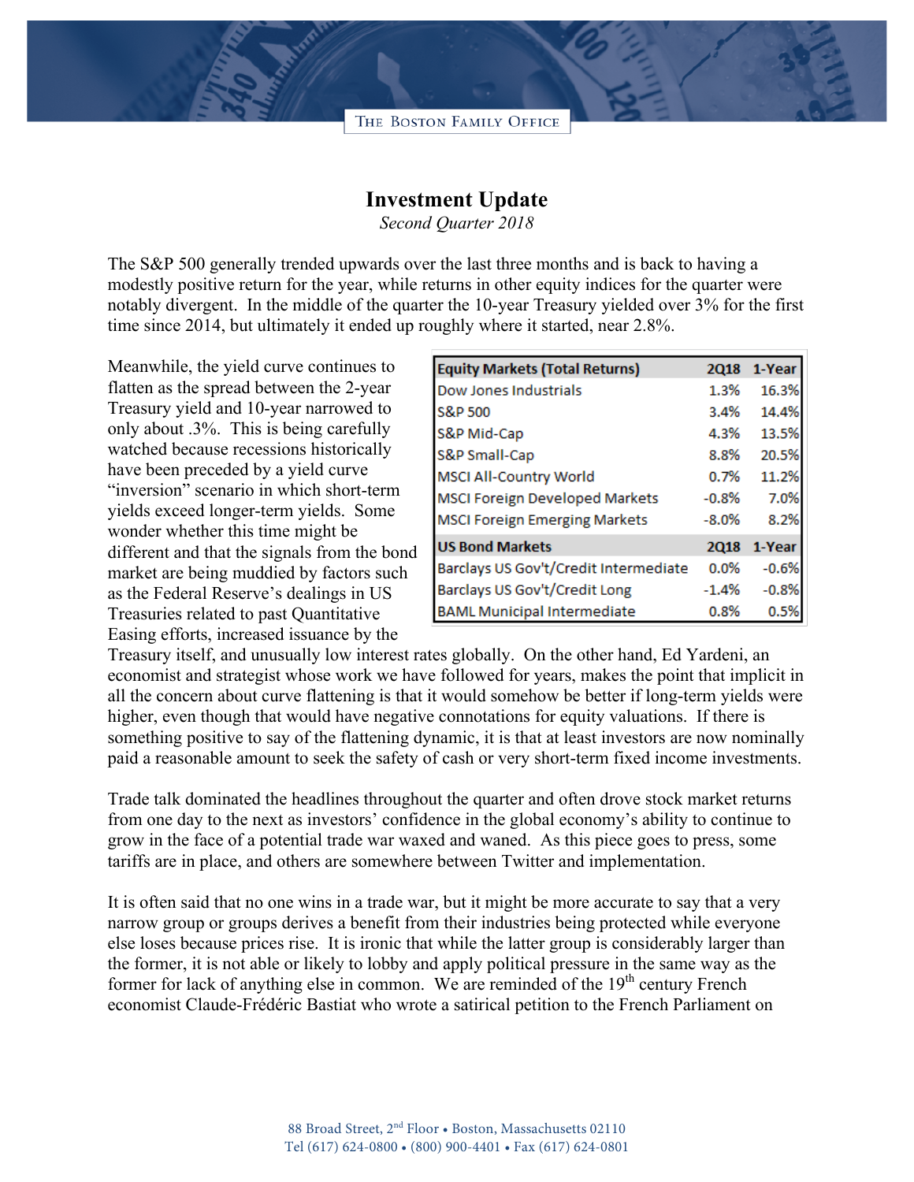THE BOSTON FAMILY OFFICE

# Investment Update

*Second Quarter 2018*

The S&P 500 generally trended upwards over the last three months and is back to having a modestly positive return for the year, while returns in other equity indices for the quarter were notably divergent. In the middle of the quarter the 10-year Treasury yielded over 3% for the first time since 2014, but ultimately it ended up roughly where it started, near 2.8%.

| Equity Markets (Total Returns) | 2Q18 | 1-Year |
|---|---|---|
| Dow Jones Industrials | 1.3% | 16.3% |
| S&P 500 | 3.4% | 14.4% |
| S&P Mid-Cap | 4.3% | 13.5% |
| S&P Small-Cap | 8.8% | 20.5% |
| MSCI All-Country World | 0.7% | 11.2% |
| MSCI Foreign Developed Markets | -0.8% | 7.0% |
| MSCI Foreign Emerging Markets | -8.0% | 8.2% |
| **US Bond Markets** | **2Q18** | **1-Year** |
| Barclays US Gov't/Credit Intermediate | 0.0% | -0.6% |
| Barclays US Gov't/Credit Long | -1.4% | -0.8% |
| BAML Municipal Intermediate | 0.8% | 0.5% |

Meanwhile, the yield curve continues to flatten as the spread between the 2-year Treasury yield and 10-year narrowed to only about .3%. This is being carefully watched because recessions historically have been preceded by a yield curve "inversion" scenario in which short-term yields exceed longer-term yields. Some wonder whether this time might be different and that the signals from the bond market are being muddied by factors such as the Federal Reserve's dealings in US Treasuries related to past Quantitative Easing efforts, increased issuance by the Treasury itself, and unusually low interest rates globally. On the other hand, Ed Yardeni, an economist and strategist whose work we have followed for years, makes the point that implicit in all the concern about curve flattening is that it would somehow be better if long-term yields were higher, even though that would have negative connotations for equity valuations. If there is something positive to say of the flattening dynamic, it is that at least investors are now nominally paid a reasonable amount to seek the safety of cash or very short-term fixed income investments.

Trade talk dominated the headlines throughout the quarter and often drove stock market returns from one day to the next as investors' confidence in the global economy's ability to continue to grow in the face of a potential trade war waxed and waned. As this piece goes to press, some tariffs are in place, and others are somewhere between Twitter and implementation.

It is often said that no one wins in a trade war, but it might be more accurate to say that a very narrow group or groups derives a benefit from their industries being protected while everyone else loses because prices rise. It is ironic that while the latter group is considerably larger than the former, it is not able or likely to lobby and apply political pressure in the same way as the former for lack of anything else in common. We are reminded of the 19th century French economist Claude-Frédéric Bastiat who wrote a satirical petition to the French Parliament on

88 Broad Street, 2nd Floor • Boston, Massachusetts 02110
Tel (617) 624-0800 • (800) 900-4401 • Fax (617) 624-0801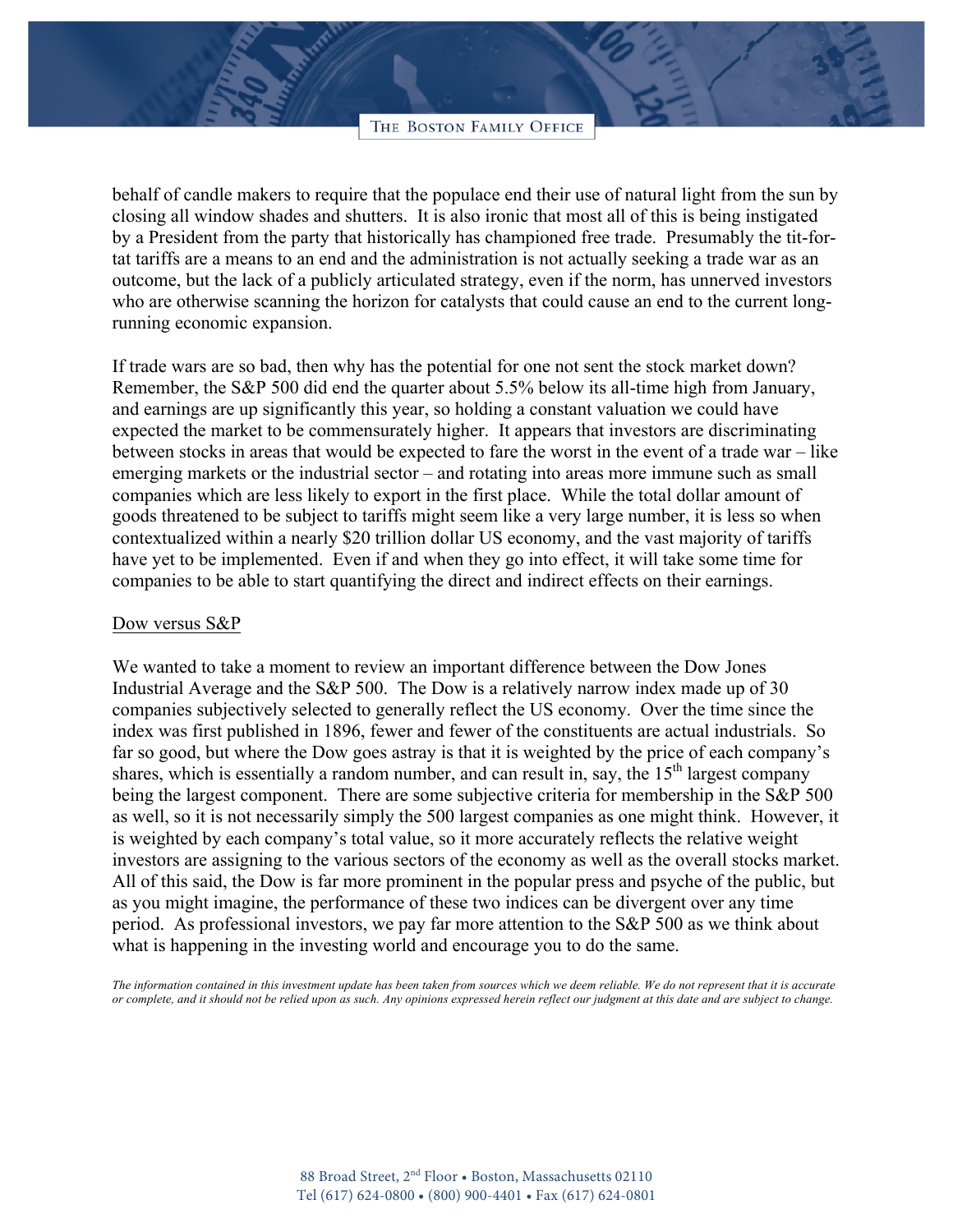behalf of candle makers to require that the populace end their use of natural light from the sun by closing all window shades and shutters. It is also ironic that most all of this is being instigated by a President from the party that historically has championed free trade. Presumably the tit-for-tat tariffs are a means to an end and the administration is not actually seeking a trade war as an outcome, but the lack of a publicly articulated strategy, even if the norm, has unnerved investors who are otherwise scanning the horizon for catalysts that could cause an end to the current long-running economic expansion.

If trade wars are so bad, then why has the potential for one not sent the stock market down? Remember, the S&P 500 did end the quarter about 5.5% below its all-time high from January, and earnings are up significantly this year, so holding a constant valuation we could have expected the market to be commensurately higher. It appears that investors are discriminating between stocks in areas that would be expected to fare the worst in the event of a trade war – like emerging markets or the industrial sector – and rotating into areas more immune such as small companies which are less likely to export in the first place. While the total dollar amount of goods threatened to be subject to tariffs might seem like a very large number, it is less so when contextualized within a nearly $20 trillion dollar US economy, and the vast majority of tariffs have yet to be implemented. Even if and when they go into effect, it will take some time for companies to be able to start quantifying the direct and indirect effects on their earnings.

Dow versus S&P

We wanted to take a moment to review an important difference between the Dow Jones Industrial Average and the S&P 500. The Dow is a relatively narrow index made up of 30 companies subjectively selected to generally reflect the US economy. Over the time since the index was first published in 1896, fewer and fewer of the constituents are actual industrials. So far so good, but where the Dow goes astray is that it is weighted by the price of each company's shares, which is essentially a random number, and can result in, say, the 15th largest company being the largest component. There are some subjective criteria for membership in the S&P 500 as well, so it is not necessarily simply the 500 largest companies as one might think. However, it is weighted by each company's total value, so it more accurately reflects the relative weight investors are assigning to the various sectors of the economy as well as the overall stocks market. All of this said, the Dow is far more prominent in the popular press and psyche of the public, but as you might imagine, the performance of these two indices can be divergent over any time period. As professional investors, we pay far more attention to the S&P 500 as we think about what is happening in the investing world and encourage you to do the same.

*The information contained in this investment update has been taken from sources which we deem reliable. We do not represent that it is accurate or complete, and it should not be relied upon as such. Any opinions expressed herein reflect our judgment at this date and are subject to change.*